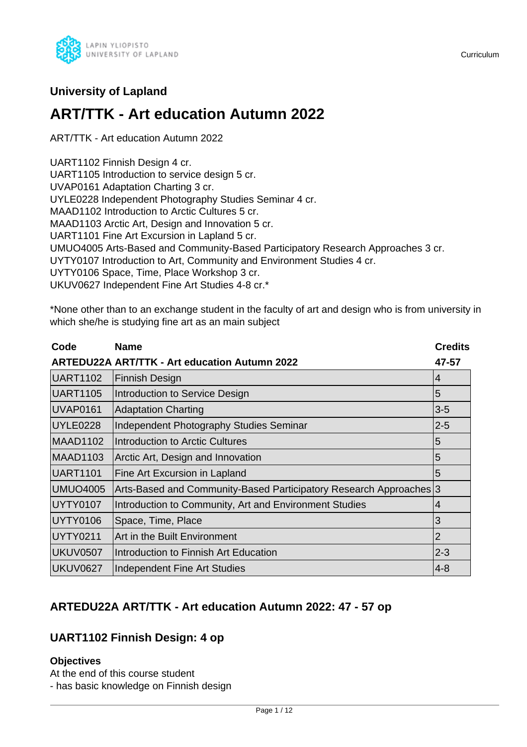# University of Lapland

## ART/TTK - Art education Autumn 2022

ART/TTK - Art education Autumn 2022

UART1102 Finnish Design 4 cr.
UART1105 Introduction to service design 5 cr.
UVAP0161 Adaptation Charting 3 cr.
UYLE0228 Independent Photography Studies Seminar 4 cr.
MAAD1102 Introduction to Arctic Cultures 5 cr.
MAAD1103 Arctic Art, Design and Innovation 5 cr.
UART1101 Fine Art Excursion in Lapland 5 cr.
UMUO4005 Arts-Based and Community-Based Participatory Research Approaches 3 cr.
UYTY0107 Introduction to Art, Community and Environment Studies 4 cr.
UYTY0106 Space, Time, Place Workshop 3 cr.
UKUV0627 Independent Fine Art Studies 4-8 cr.*

*None other than to an exchange student in the faculty of art and design who is from university in which she/he is studying fine art as an main subject

| Code | Name | Credits |
|---|---|---|
| **ARTEDU22A** | **ART/TTK - Art education Autumn 2022** | **47-57** |
| UART1102 | Finnish Design | 4 |
| UART1105 | Introduction to Service Design | 5 |
| UVAP0161 | Adaptation Charting | 3-5 |
| UYLE0228 | Independent Photography Studies Seminar | 2-5 |
| MAAD1102 | Introduction to Arctic Cultures | 5 |
| MAAD1103 | Arctic Art, Design and Innovation | 5 |
| UART1101 | Fine Art Excursion in Lapland | 5 |
| UMUO4005 | Arts-Based and Community-Based Participatory Research Approaches | 3 |
| UYTY0107 | Introduction to Community, Art and Environment Studies | 4 |
| UYTY0106 | Space, Time, Place | 3 |
| UYTY0211 | Art in the Built Environment | 2 |
| UKUV0507 | Introduction to Finnish Art Education | 2-3 |
| UKUV0627 | Independent Fine Art Studies | 4-8 |

## ARTEDU22A ART/TTK - Art education Autumn 2022: 47 - 57 op

### UART1102 Finnish Design: 4 op

**Objectives**
At the end of this course student
- has basic knowledge on Finnish design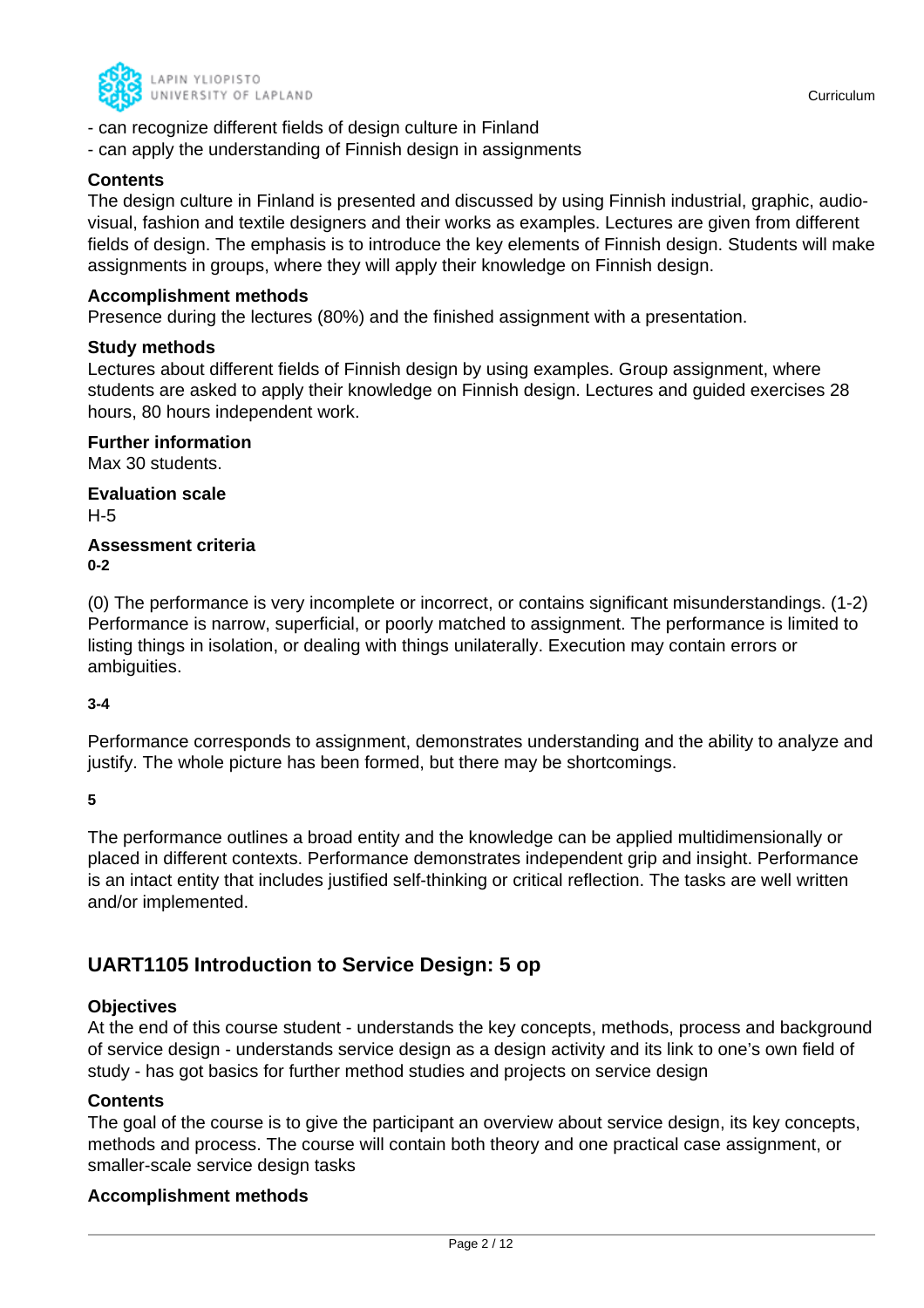- can recognize different fields of design culture in Finland
- can apply the understanding of Finnish design in assignments

### Contents

The design culture in Finland is presented and discussed by using Finnish industrial, graphic, audio-visual, fashion and textile designers and their works as examples. Lectures are given from different fields of design. The emphasis is to introduce the key elements of Finnish design. Students will make assignments in groups, where they will apply their knowledge on Finnish design.

### Accomplishment methods

Presence during the lectures (80%) and the finished assignment with a presentation.

### Study methods

Lectures about different fields of Finnish design by using examples. Group assignment, where students are asked to apply their knowledge on Finnish design. Lectures and guided exercises 28 hours, 80 hours independent work.

### Further information

Max 30 students.

### Evaluation scale

H-5

### Assessment criteria

**0-2**

(0) The performance is very incomplete or incorrect, or contains significant misunderstandings. (1-2) Performance is narrow, superficial, or poorly matched to assignment. The performance is limited to listing things in isolation, or dealing with things unilaterally. Execution may contain errors or ambiguities.

**3-4**

Performance corresponds to assignment, demonstrates understanding and the ability to analyze and justify. The whole picture has been formed, but there may be shortcomings.

**5**

The performance outlines a broad entity and the knowledge can be applied multidimensionally or placed in different contexts. Performance demonstrates independent grip and insight. Performance is an intact entity that includes justified self-thinking or critical reflection. The tasks are well written and/or implemented.

## UART1105 Introduction to Service Design: 5 op

### Objectives

At the end of this course student - understands the key concepts, methods, process and background of service design - understands service design as a design activity and its link to one's own field of study - has got basics for further method studies and projects on service design

### Contents

The goal of the course is to give the participant an overview about service design, its key concepts, methods and process. The course will contain both theory and one practical case assignment, or smaller-scale service design tasks

### Accomplishment methods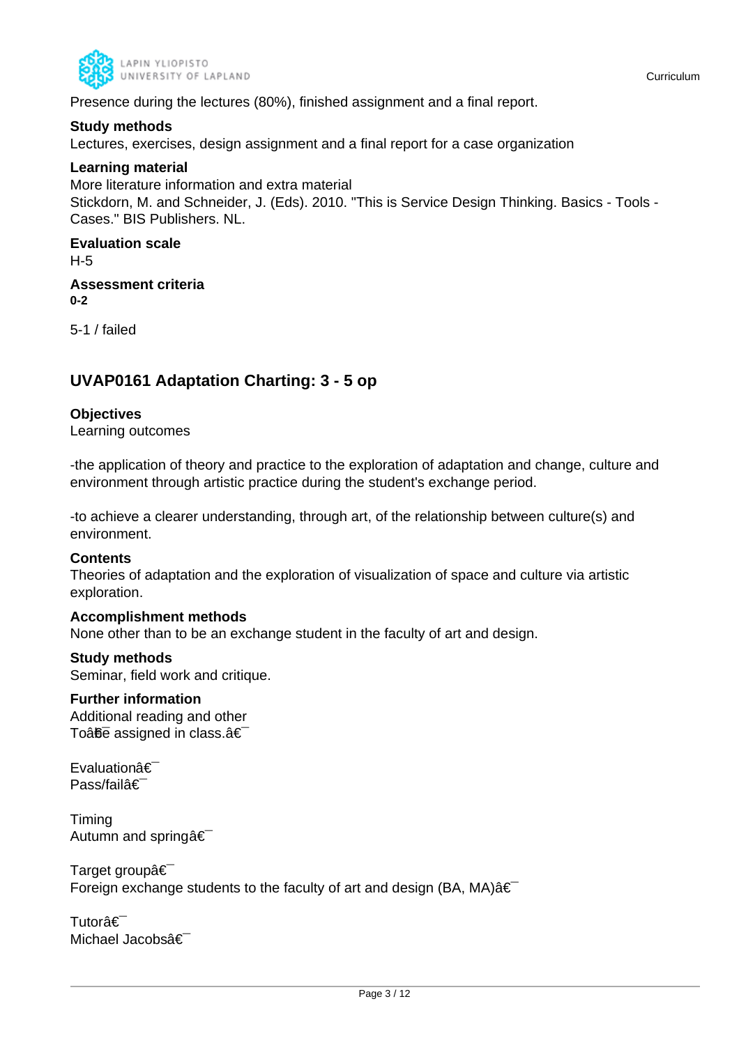Presence during the lectures (80%), finished assignment and a final report.

**Study methods**
Lectures, exercises, design assignment and a final report for a case organization

**Learning material**
More literature information and extra material
Stickdorn, M. and Schneider, J. (Eds). 2010. "This is Service Design Thinking. Basics - Tools - Cases." BIS Publishers. NL.

**Evaluation scale**
H-5

**Assessment criteria**
**0-2**

5-1 / failed

## UVAP0161 Adaptation Charting: 3 - 5 op

**Objectives**
Learning outcomes

-the application of theory and practice to the exploration of adaptation and change, culture and environment through artistic practice during the student's exchange period.

-to achieve a clearer understanding, through art, of the relationship between culture(s) and environment.

**Contents**
Theories of adaptation and the exploration of visualization of space and culture via artistic exploration.

**Accomplishment methods**
None other than to be an exchange student in the faculty of art and design.

**Study methods**
Seminar, field work and critique.

**Further information**
Additional reading and other
Toâ€¯be assigned in class.â€¯

Evaluationâ€¯
Pass/failâ€¯

Timing
Autumn and springâ€¯

Target groupâ€¯
Foreign exchange students to the faculty of art and design (BA, MA)â€¯

Tutorâ€¯
Michael Jacobsâ€¯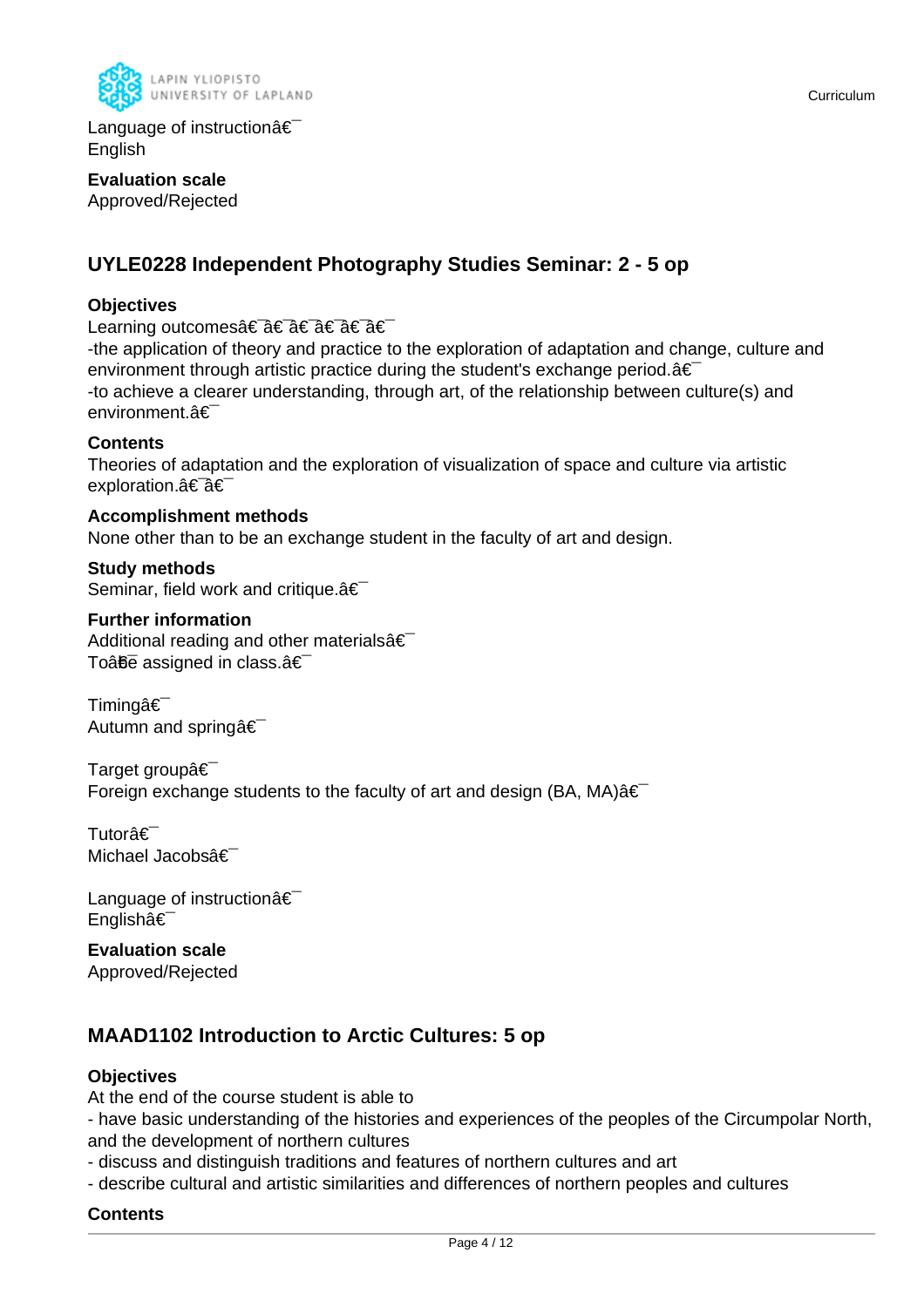Language of instructionâ€¯
English

**Evaluation scale**
Approved/Rejected

## UYLE0228 Independent Photography Studies Seminar: 2 - 5 op

**Objectives**
Learning outcomesâ€¯â€¯â€¯â€¯â€¯â€¯
-the application of theory and practice to the exploration of adaptation and change, culture and environment through artistic practice during the student's exchange period.â€¯
-to achieve a clearer understanding, through art, of the relationship between culture(s) and environment.â€¯

**Contents**
Theories of adaptation and the exploration of visualization of space and culture via artistic exploration.â€¯â€¯

**Accomplishment methods**
None other than to be an exchange student in the faculty of art and design.

**Study methods**
Seminar, field work and critique.â€¯

**Further information**
Additional reading and other materialsâ€¯
Toâ€¯be assigned in class.â€¯

Timingâ€¯
Autumn and springâ€¯

Target groupâ€¯
Foreign exchange students to the faculty of art and design (BA, MA)â€¯

Tutorâ€¯
Michael Jacobsâ€¯

Language of instructionâ€¯
Englishâ€¯

**Evaluation scale**
Approved/Rejected

## MAAD1102 Introduction to Arctic Cultures: 5 op

**Objectives**
At the end of the course student is able to
- have basic understanding of the histories and experiences of the peoples of the Circumpolar North, and the development of northern cultures
- discuss and distinguish traditions and features of northern cultures and art
- describe cultural and artistic similarities and differences of northern peoples and cultures

**Contents**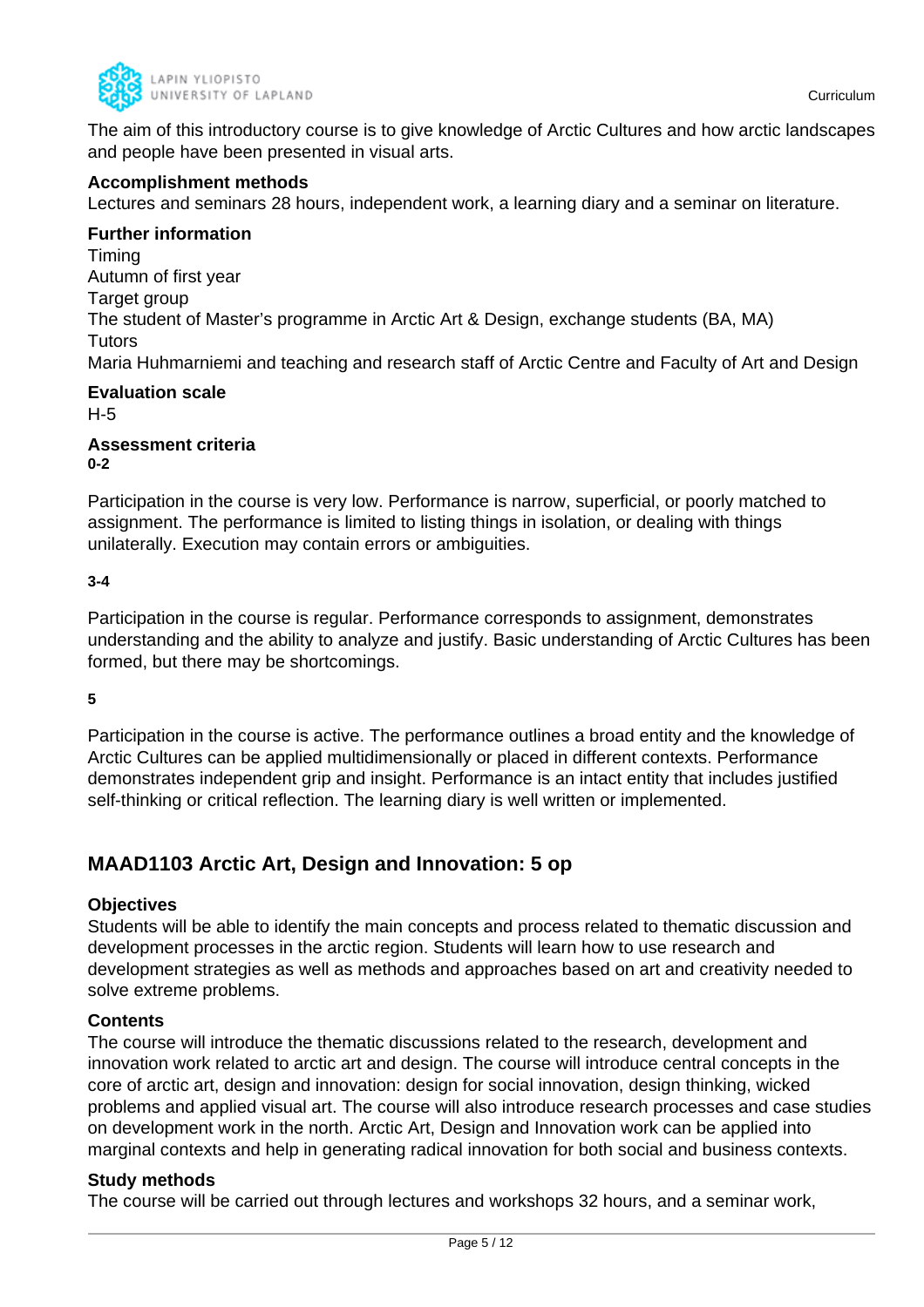The aim of this introductory course is to give knowledge of Arctic Cultures and how arctic landscapes and people have been presented in visual arts.

**Accomplishment methods**
Lectures and seminars 28 hours, independent work, a learning diary and a seminar on literature.

**Further information**
Timing
Autumn of first year
Target group
The student of Master's programme in Arctic Art & Design, exchange students (BA, MA)
Tutors
Maria Huhmarniemi and teaching and research staff of Arctic Centre and Faculty of Art and Design

**Evaluation scale**
H-5

**Assessment criteria**
**0-2**

Participation in the course is very low. Performance is narrow, superficial, or poorly matched to assignment. The performance is limited to listing things in isolation, or dealing with things unilaterally. Execution may contain errors or ambiguities.

**3-4**

Participation in the course is regular. Performance corresponds to assignment, demonstrates understanding and the ability to analyze and justify. Basic understanding of Arctic Cultures has been formed, but there may be shortcomings.

**5**

Participation in the course is active. The performance outlines a broad entity and the knowledge of Arctic Cultures can be applied multidimensionally or placed in different contexts. Performance demonstrates independent grip and insight. Performance is an intact entity that includes justified self-thinking or critical reflection. The learning diary is well written or implemented.

## MAAD1103 Arctic Art, Design and Innovation: 5 op

**Objectives**
Students will be able to identify the main concepts and process related to thematic discussion and development processes in the arctic region. Students will learn how to use research and development strategies as well as methods and approaches based on art and creativity needed to solve extreme problems.

**Contents**
The course will introduce the thematic discussions related to the research, development and innovation work related to arctic art and design. The course will introduce central concepts in the core of arctic art, design and innovation: design for social innovation, design thinking, wicked problems and applied visual art. The course will also introduce research processes and case studies on development work in the north. Arctic Art, Design and Innovation work can be applied into marginal contexts and help in generating radical innovation for both social and business contexts.

**Study methods**
The course will be carried out through lectures and workshops 32 hours, and a seminar work,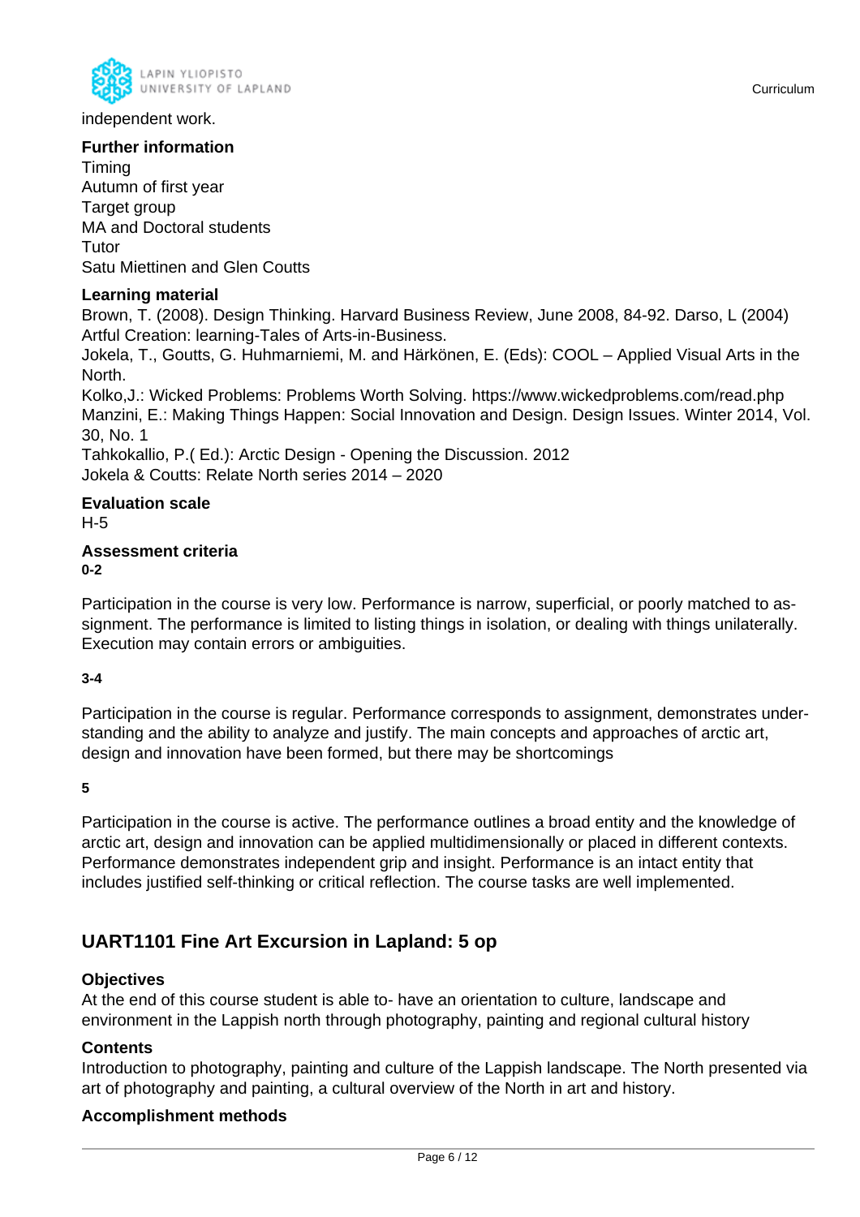independent work.

**Further information**

Timing

Autumn of first year

Target group

MA and Doctoral students

Tutor

Satu Miettinen and Glen Coutts

**Learning material**

Brown, T. (2008). Design Thinking. Harvard Business Review, June 2008, 84-92. Darso, L (2004) Artful Creation: learning-Tales of Arts-in-Business.

Jokela, T., Goutts, G. Huhmarniemi, M. and Härkönen, E. (Eds): COOL – Applied Visual Arts in the North.

Kolko,J.: Wicked Problems: Problems Worth Solving. https://www.wickedproblems.com/read.php

Manzini, E.: Making Things Happen: Social Innovation and Design. Design Issues. Winter 2014, Vol. 30, No. 1

Tahkokallio, P.( Ed.): Arctic Design - Opening the Discussion. 2012

Jokela & Coutts: Relate North series 2014 – 2020

**Evaluation scale**

H-5

**Assessment criteria**

**0-2**

Participation in the course is very low. Performance is narrow, superficial, or poorly matched to assignment. The performance is limited to listing things in isolation, or dealing with things unilaterally. Execution may contain errors or ambiguities.

**3-4**

Participation in the course is regular. Performance corresponds to assignment, demonstrates understanding and the ability to analyze and justify. The main concepts and approaches of arctic art, design and innovation have been formed, but there may be shortcomings

**5**

Participation in the course is active. The performance outlines a broad entity and the knowledge of arctic art, design and innovation can be applied multidimensionally or placed in different contexts. Performance demonstrates independent grip and insight. Performance is an intact entity that includes justified self-thinking or critical reflection. The course tasks are well implemented.

## UART1101 Fine Art Excursion in Lapland: 5 op

**Objectives**

At the end of this course student is able to- have an orientation to culture, landscape and environment in the Lappish north through photography, painting and regional cultural history

**Contents**

Introduction to photography, painting and culture of the Lappish landscape. The North presented via art of photography and painting, a cultural overview of the North in art and history.

**Accomplishment methods**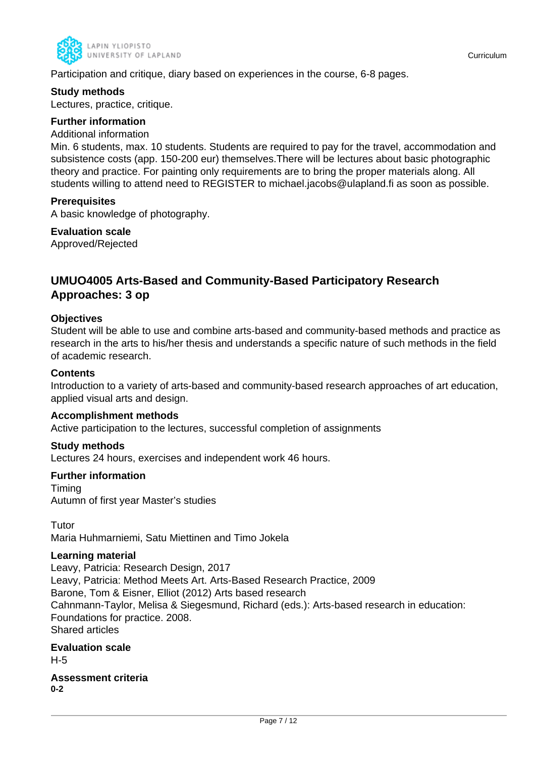Participation and critique, diary based on experiences in the course, 6-8 pages.

**Study methods**
Lectures, practice, critique.

**Further information**
Additional information
Min. 6 students, max. 10 students. Students are required to pay for the travel, accommodation and subsistence costs (app. 150-200 eur) themselves.There will be lectures about basic photographic theory and practice. For painting only requirements are to bring the proper materials along. All students willing to attend need to REGISTER to michael.jacobs@ulapland.fi as soon as possible.

**Prerequisites**
A basic knowledge of photography.

**Evaluation scale**
Approved/Rejected

## UMUO4005 Arts-Based and Community-Based Participatory Research Approaches: 3 op

**Objectives**
Student will be able to use and combine arts-based and community-based methods and practice as research in the arts to his/her thesis and understands a specific nature of such methods in the field of academic research.

**Contents**
Introduction to a variety of arts-based and community-based research approaches of art education, applied visual arts and design.

**Accomplishment methods**
Active participation to the lectures, successful completion of assignments

**Study methods**
Lectures 24 hours, exercises and independent work 46 hours.

**Further information**
Timing
Autumn of first year Master's studies

Tutor
Maria Huhmarniemi, Satu Miettinen and Timo Jokela

**Learning material**
Leavy, Patricia: Research Design, 2017
Leavy, Patricia: Method Meets Art. Arts-Based Research Practice, 2009
Barone, Tom & Eisner, Elliot (2012) Arts based research
Cahnmann-Taylor, Melisa & Siegesmund, Richard (eds.): Arts-based research in education: Foundations for practice. 2008.
Shared articles

**Evaluation scale**
H-5

**Assessment criteria**
**0-2**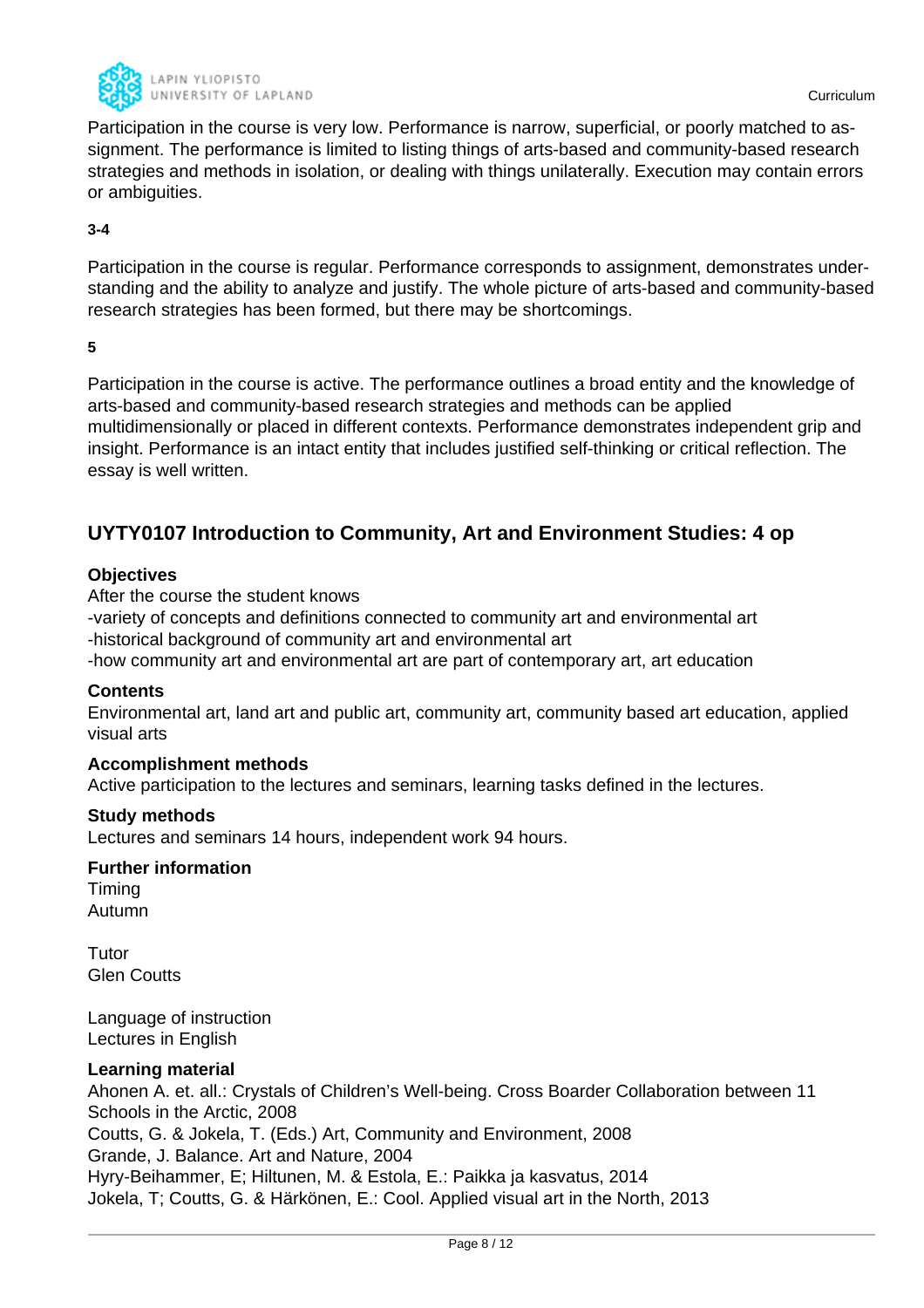Participation in the course is very low. Performance is narrow, superficial, or poorly matched to assignment. The performance is limited to listing things of arts-based and community-based research strategies and methods in isolation, or dealing with things unilaterally. Execution may contain errors or ambiguities.

**3-4**

Participation in the course is regular. Performance corresponds to assignment, demonstrates understanding and the ability to analyze and justify. The whole picture of arts-based and community-based research strategies has been formed, but there may be shortcomings.

**5**

Participation in the course is active. The performance outlines a broad entity and the knowledge of arts-based and community-based research strategies and methods can be applied multidimensionally or placed in different contexts. Performance demonstrates independent grip and insight. Performance is an intact entity that includes justified self-thinking or critical reflection. The essay is well written.

## UYTY0107 Introduction to Community, Art and Environment Studies: 4 op

**Objectives**

After the course the student knows
-variety of concepts and definitions connected to community art and environmental art
-historical background of community art and environmental art
-how community art and environmental art are part of contemporary art, art education

**Contents**

Environmental art, land art and public art, community art, community based art education, applied visual arts

**Accomplishment methods**

Active participation to the lectures and seminars, learning tasks defined in the lectures.

**Study methods**

Lectures and seminars 14 hours, independent work 94 hours.

**Further information**

Timing
Autumn

Tutor
Glen Coutts

Language of instruction
Lectures in English

**Learning material**

Ahonen A. et. all.: Crystals of Children's Well-being. Cross Boarder Collaboration between 11 Schools in the Arctic, 2008
Coutts, G. & Jokela, T. (Eds.) Art, Community and Environment, 2008
Grande, J. Balance. Art and Nature, 2004
Hyry-Beihammer, E; Hiltunen, M. & Estola, E.: Paikka ja kasvatus, 2014
Jokela, T; Coutts, G. & Härkönen, E.: Cool. Applied visual art in the North, 2013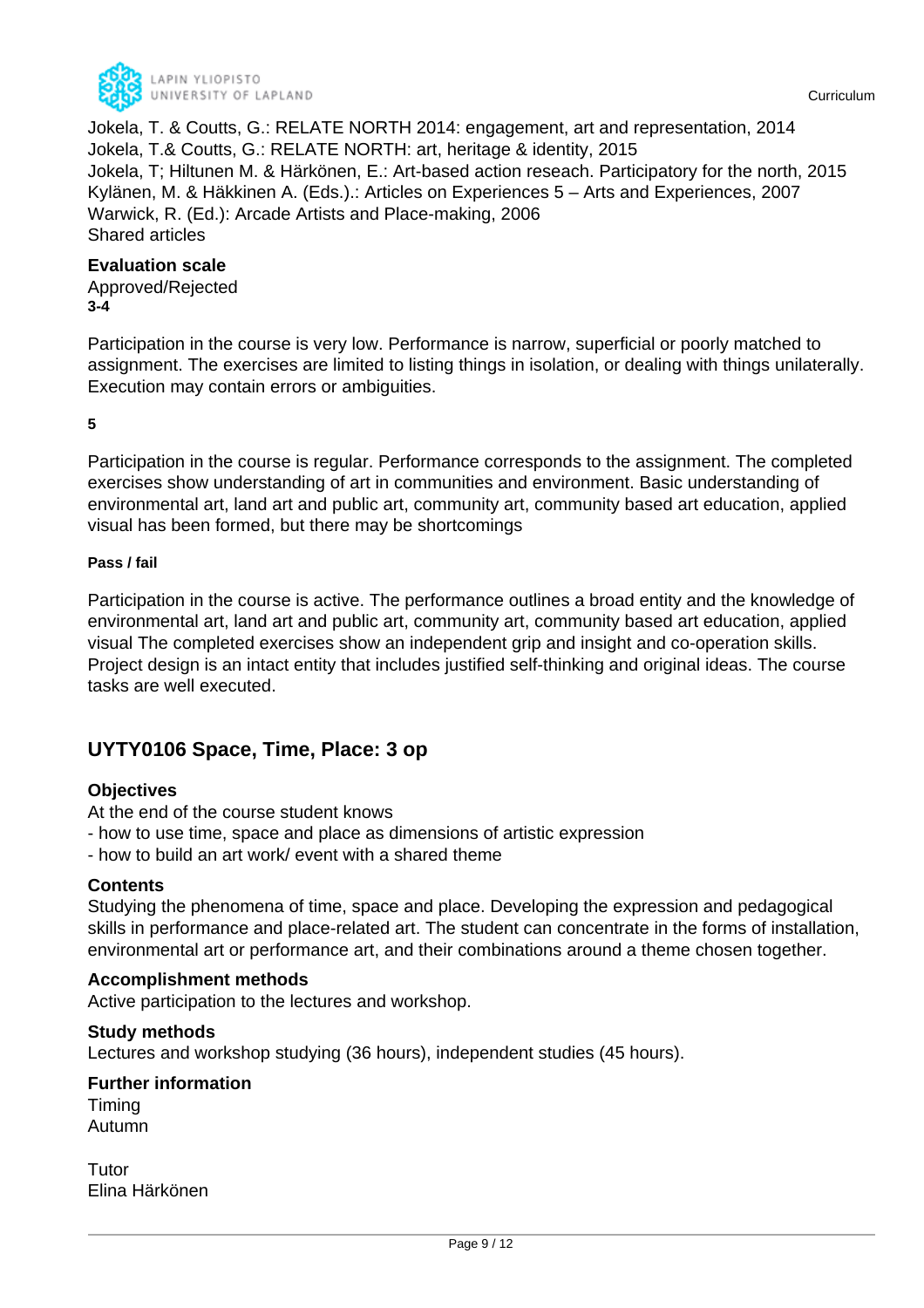Jokela, T. & Coutts, G.: RELATE NORTH 2014: engagement, art and representation, 2014
Jokela, T.& Coutts, G.: RELATE NORTH: art, heritage & identity, 2015
Jokela, T; Hiltunen M. & Härkönen, E.: Art-based action reseach. Participatory for the north, 2015
Kylänen, M. & Häkkinen A. (Eds.).: Articles on Experiences 5 – Arts and Experiences, 2007
Warwick, R. (Ed.): Arcade Artists and Place-making, 2006
Shared articles

### Evaluation scale

Approved/Rejected

**3-4**

Participation in the course is very low. Performance is narrow, superficial or poorly matched to assignment. The exercises are limited to listing things in isolation, or dealing with things unilaterally. Execution may contain errors or ambiguities.

**5**

Participation in the course is regular. Performance corresponds to the assignment. The completed exercises show understanding of art in communities and environment. Basic understanding of environmental art, land art and public art, community art, community based art education, applied visual has been formed, but there may be shortcomings

**Pass / fail**

Participation in the course is active. The performance outlines a broad entity and the knowledge of environmental art, land art and public art, community art, community based art education, applied visual The completed exercises show an independent grip and insight and co-operation skills. Project design is an intact entity that includes justified self-thinking and original ideas. The course tasks are well executed.

## UYTY0106 Space, Time, Place: 3 op

### Objectives

At the end of the course student knows
- how to use time, space and place as dimensions of artistic expression
- how to build an art work/ event with a shared theme

### Contents

Studying the phenomena of time, space and place. Developing the expression and pedagogical skills in performance and place-related art. The student can concentrate in the forms of installation, environmental art or performance art, and their combinations around a theme chosen together.

### Accomplishment methods

Active participation to the lectures and workshop.

### Study methods

Lectures and workshop studying (36 hours), independent studies (45 hours).

### Further information

Timing
Autumn

Tutor
Elina Härkönen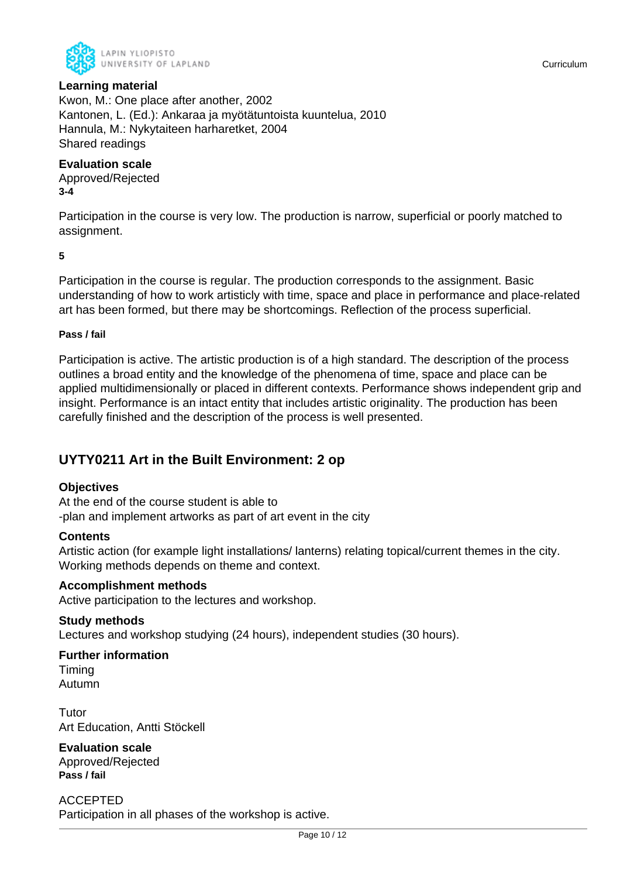**Learning material**
Kwon, M.: One place after another, 2002
Kantonen, L. (Ed.): Ankaraa ja myötätuntoista kuuntelua, 2010
Hannula, M.: Nykytaiteen harharetket, 2004
Shared readings

**Evaluation scale**
Approved/Rejected
**3-4**

Participation in the course is very low. The production is narrow, superficial or poorly matched to assignment.

**5**

Participation in the course is regular. The production corresponds to the assignment. Basic understanding of how to work artisticly with time, space and place in performance and place-related art has been formed, but there may be shortcomings. Reflection of the process superficial.

**Pass / fail**

Participation is active. The artistic production is of a high standard. The description of the process outlines a broad entity and the knowledge of the phenomena of time, space and place can be applied multidimensionally or placed in different contexts. Performance shows independent grip and insight. Performance is an intact entity that includes artistic originality. The production has been carefully finished and the description of the process is well presented.

## UYTY0211 Art in the Built Environment: 2 op

**Objectives**
At the end of the course student is able to
-plan and implement artworks as part of art event in the city

**Contents**
Artistic action (for example light installations/ lanterns) relating topical/current themes in the city. Working methods depends on theme and context.

**Accomplishment methods**
Active participation to the lectures and workshop.

**Study methods**
Lectures and workshop studying (24 hours), independent studies (30 hours).

**Further information**
Timing
Autumn

Tutor
Art Education, Antti Stöckell

**Evaluation scale**
Approved/Rejected
**Pass / fail**

ACCEPTED
Participation in all phases of the workshop is active.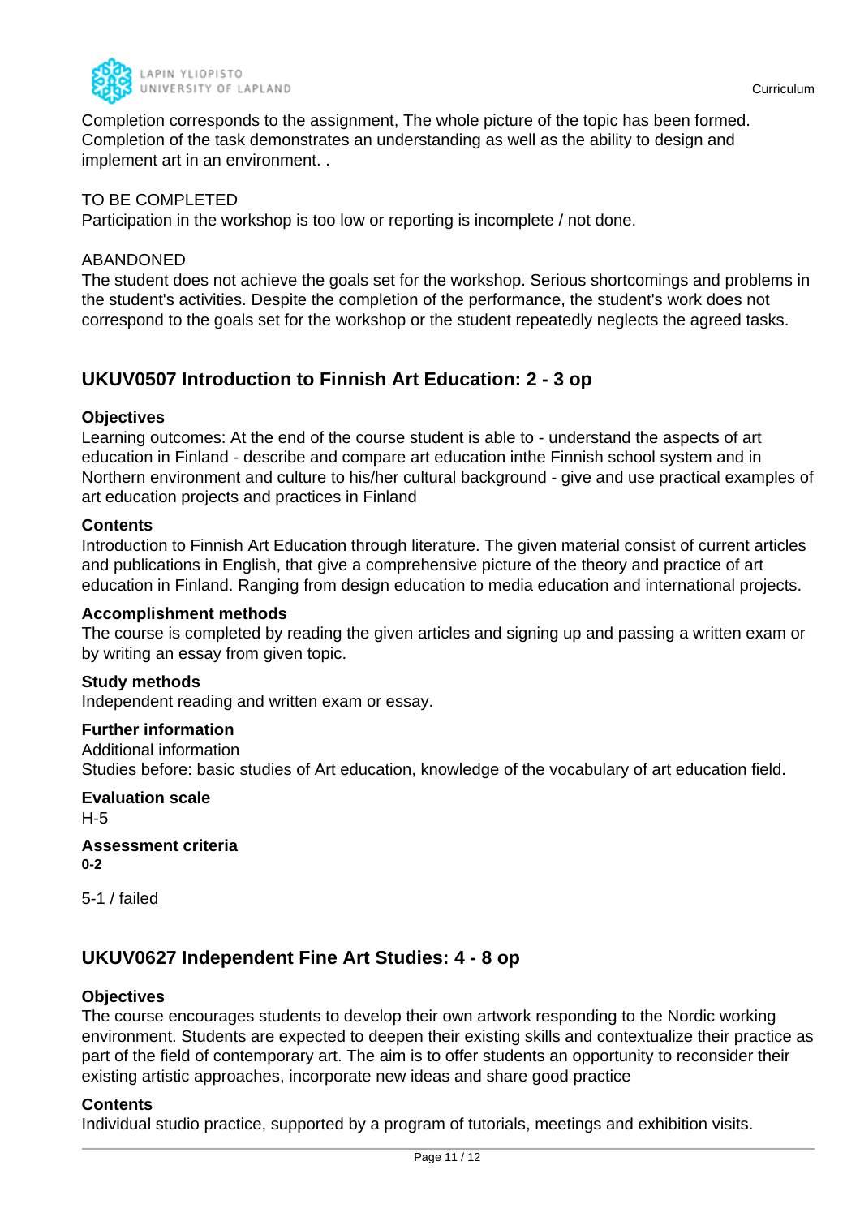Completion corresponds to the assignment, The whole picture of the topic has been formed. Completion of the task demonstrates an understanding as well as the ability to design and implement art in an environment. .

TO BE COMPLETED
Participation in the workshop is too low or reporting is incomplete / not done.

ABANDONED
The student does not achieve the goals set for the workshop. Serious shortcomings and problems in the student's activities. Despite the completion of the performance, the student's work does not correspond to the goals set for the workshop or the student repeatedly neglects the agreed tasks.

## UKUV0507 Introduction to Finnish Art Education: 2 - 3 op

### Objectives

Learning outcomes: At the end of the course student is able to - understand the aspects of art education in Finland - describe and compare art education inthe Finnish school system and in Northern environment and culture to his/her cultural background - give and use practical examples of art education projects and practices in Finland

### Contents

Introduction to Finnish Art Education through literature. The given material consist of current articles and publications in English, that give a comprehensive picture of the theory and practice of art education in Finland. Ranging from design education to media education and international projects.

### Accomplishment methods

The course is completed by reading the given articles and signing up and passing a written exam or by writing an essay from given topic.

### Study methods

Independent reading and written exam or essay.

### Further information

Additional information
Studies before: basic studies of Art education, knowledge of the vocabulary of art education field.

### Evaluation scale

H-5

### Assessment criteria

**0-2**

5-1 / failed

## UKUV0627 Independent Fine Art Studies: 4 - 8 op

### Objectives

The course encourages students to develop their own artwork responding to the Nordic working environment. Students are expected to deepen their existing skills and contextualize their practice as part of the field of contemporary art. The aim is to offer students an opportunity to reconsider their existing artistic approaches, incorporate new ideas and share good practice

### Contents

Individual studio practice, supported by a program of tutorials, meetings and exhibition visits.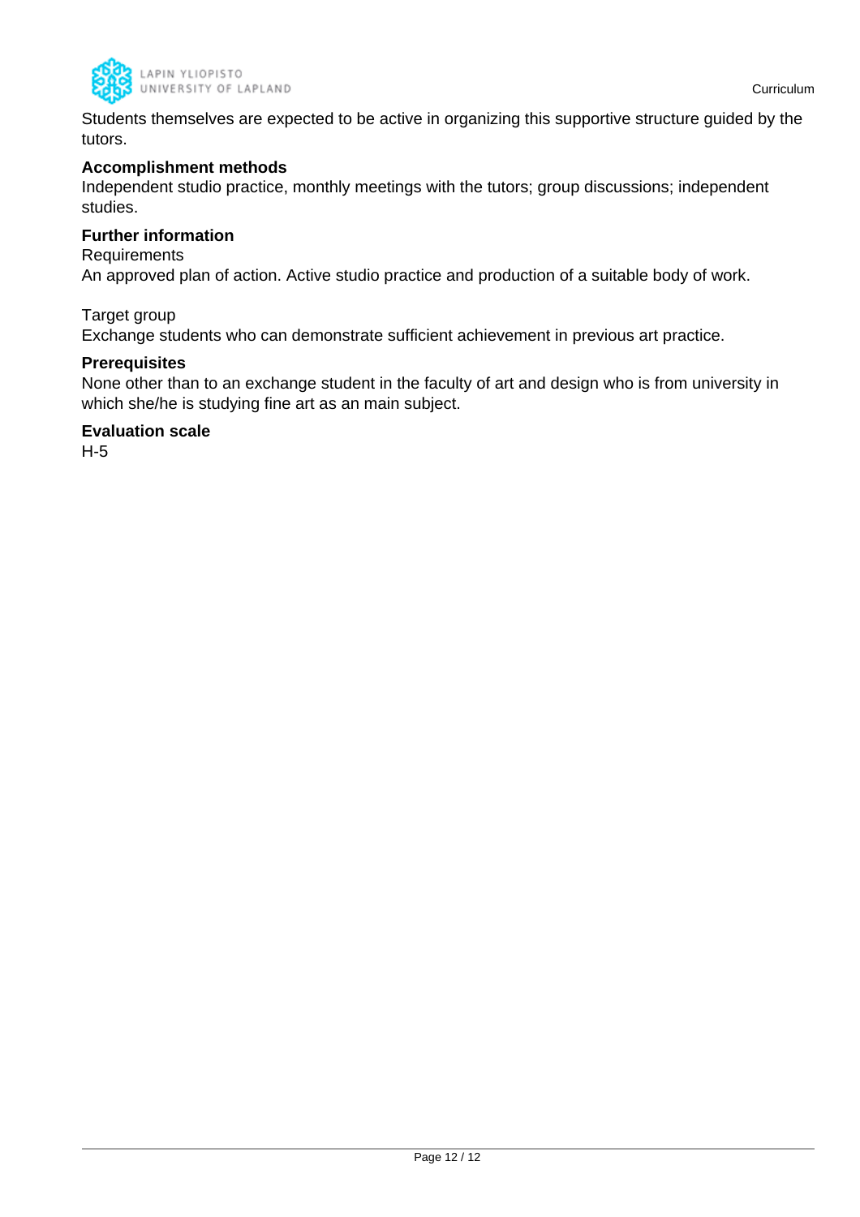Students themselves are expected to be active in organizing this supportive structure guided by the tutors.

**Accomplishment methods**

Independent studio practice, monthly meetings with the tutors; group discussions; independent studies.

**Further information**

Requirements
An approved plan of action. Active studio practice and production of a suitable body of work.

Target group
Exchange students who can demonstrate sufficient achievement in previous art practice.

**Prerequisites**

None other than to an exchange student in the faculty of art and design who is from university in which she/he is studying fine art as an main subject.

**Evaluation scale**

H-5